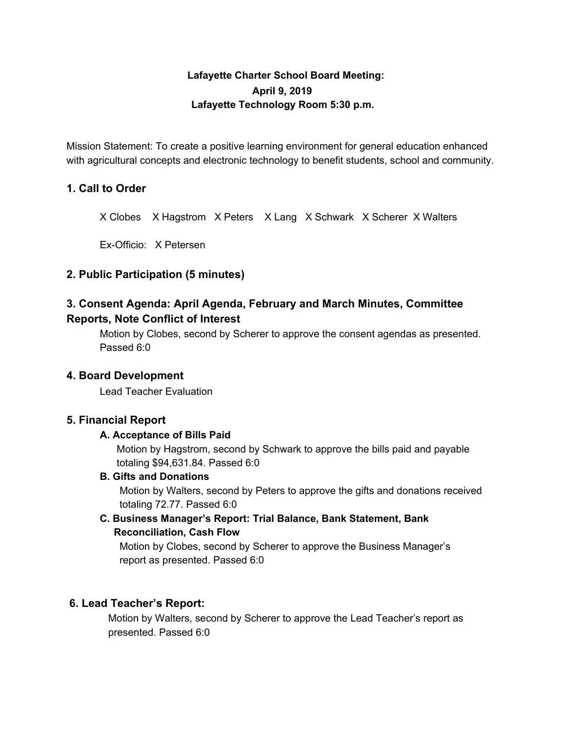**Lafayette Charter School Board Meeting:**
**April 9, 2019**
**Lafayette Technology Room 5:30 p.m.**

Mission Statement: To create a positive learning environment for general education enhanced with agricultural concepts and electronic technology to benefit students, school and community.

## 1. Call to Order

X Clobes X Hagstrom X Peters X Lang X Schwark X Scherer X Walters

Ex-Officio: X Petersen

## 2. Public Participation (5 minutes)

## 3. Consent Agenda: April Agenda, February and March Minutes, Committee Reports, Note Conflict of Interest

Motion by Clobes, second by Scherer to approve the consent agendas as presented. Passed 6:0

## 4. Board Development

Lead Teacher Evaluation

## 5. Financial Report

### A. Acceptance of Bills Paid

Motion by Hagstrom, second by Schwark to approve the bills paid and payable totaling $94,631.84. Passed 6:0

### B. Gifts and Donations

Motion by Walters, second by Peters to approve the gifts and donations received totaling 72.77. Passed 6:0

### C. Business Manager's Report: Trial Balance, Bank Statement, Bank Reconciliation, Cash Flow

Motion by Clobes, second by Scherer to approve the Business Manager's report as presented. Passed 6:0

## 6. Lead Teacher's Report:

Motion by Walters, second by Scherer to approve the Lead Teacher's report as presented. Passed 6:0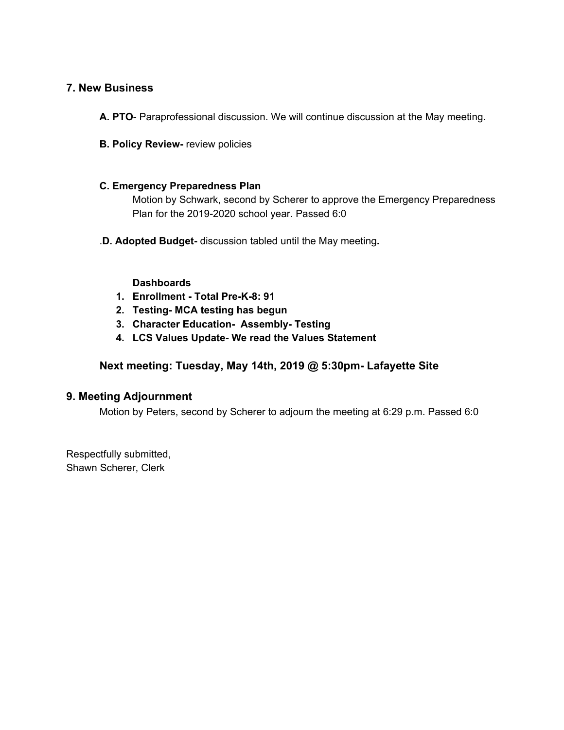## 7. New Business

**A. PTO**- Paraprofessional discussion. We will continue discussion at the May meeting.

**B. Policy Review-** review policies

**C. Emergency Preparedness Plan**

Motion by Schwark, second by Scherer to approve the Emergency Preparedness Plan for the 2019-2020 school year. Passed 6:0

.**D. Adopted Budget-** discussion tabled until the May meeting**.**

**Dashboards**

1. **Enrollment - Total Pre-K-8: 91**
2. **Testing- MCA testing has begun**
3. **Character Education- Assembly- Testing**
4. **LCS Values Update- We read the Values Statement**

### Next meeting: Tuesday, May 14th, 2019 @ 5:30pm- Lafayette Site

## 9. Meeting Adjournment

Motion by Peters, second by Scherer to adjourn the meeting at 6:29 p.m. Passed 6:0

Respectfully submitted,
Shawn Scherer, Clerk